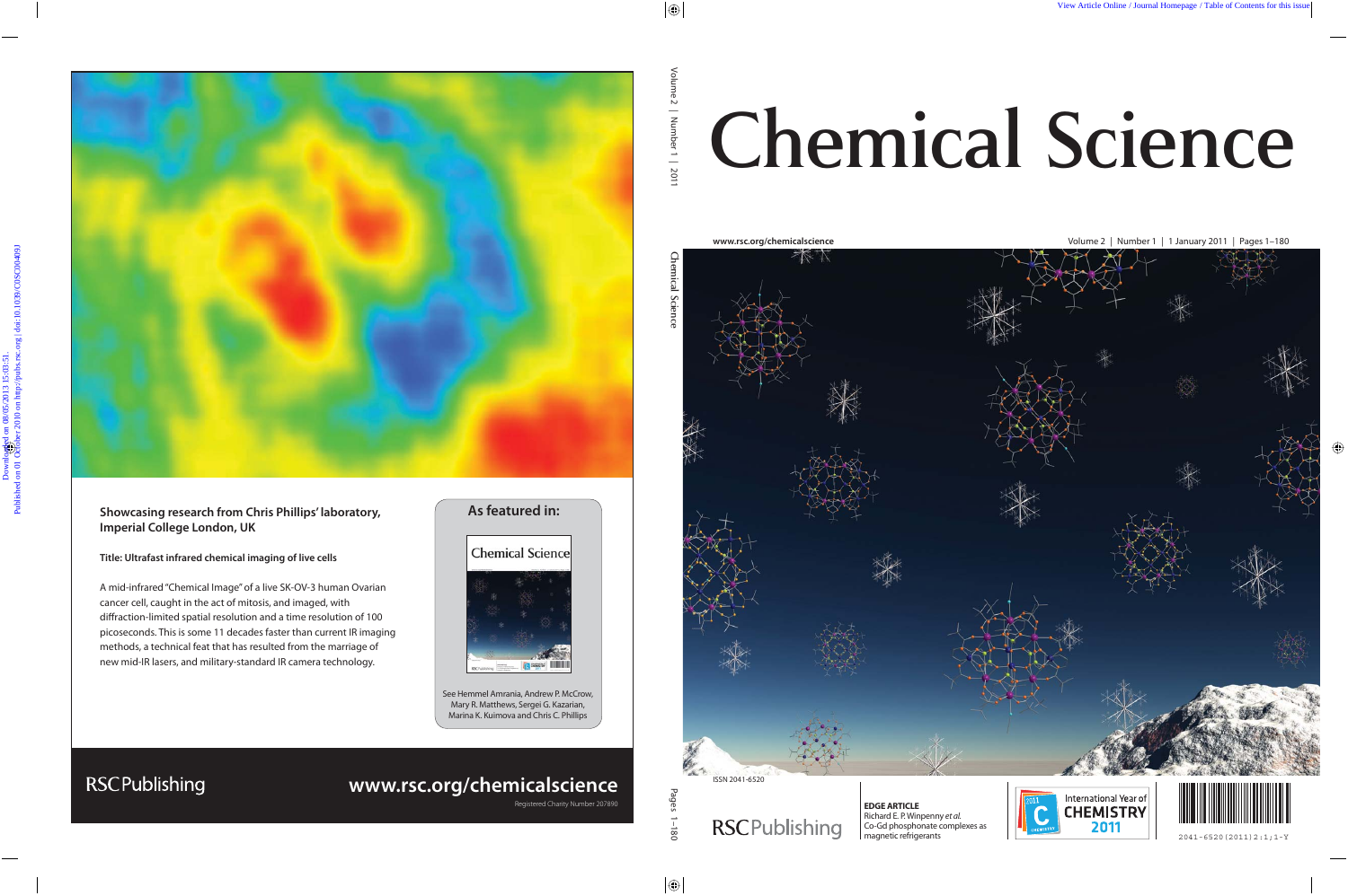Showcasing research from Chris Phillips' laboratory, Imperial College London, UK

**Title: Ultrafast infrared chemical imaging of live cells**

A mid-infrared "Chemical Image" of a live SK-OV-3 human Ovarian cancer cell, caught in the act of mitosis, and imaged, with diffraction-limited spatial resolution and a time resolution of 100 picoseconds. This is some 11 decades faster than current IR imaging methods, a technical feat that has resulted from the marriage of new mid-IR lasers, and military-standard IR camera technology.

## As featured in:

Chemical Science

See Hemmel Amrania, Andrew P. McCrow, Mary R. Matthews, Sergei G. Kazarian, Marina K. Kuimova and Chris C. Phillips

RSCPublishing

www.rsc.org/chemicalscience

Registered Charity Number 207890

# Chemical Science

www.rsc.org/chemicalscience

Volume 2 | Number 1 | 1 January 2011 | Pages 1–180

ISSN 2041-6520

RSCPublishing

**EDGE ARTICLE**
Richard E. P. Winpenny *et al.*
Co-Gd phosphonate complexes as magnetic refrigerants

International Year of CHEMISTRY 2011

2041-6520(2011)2:1;1-Y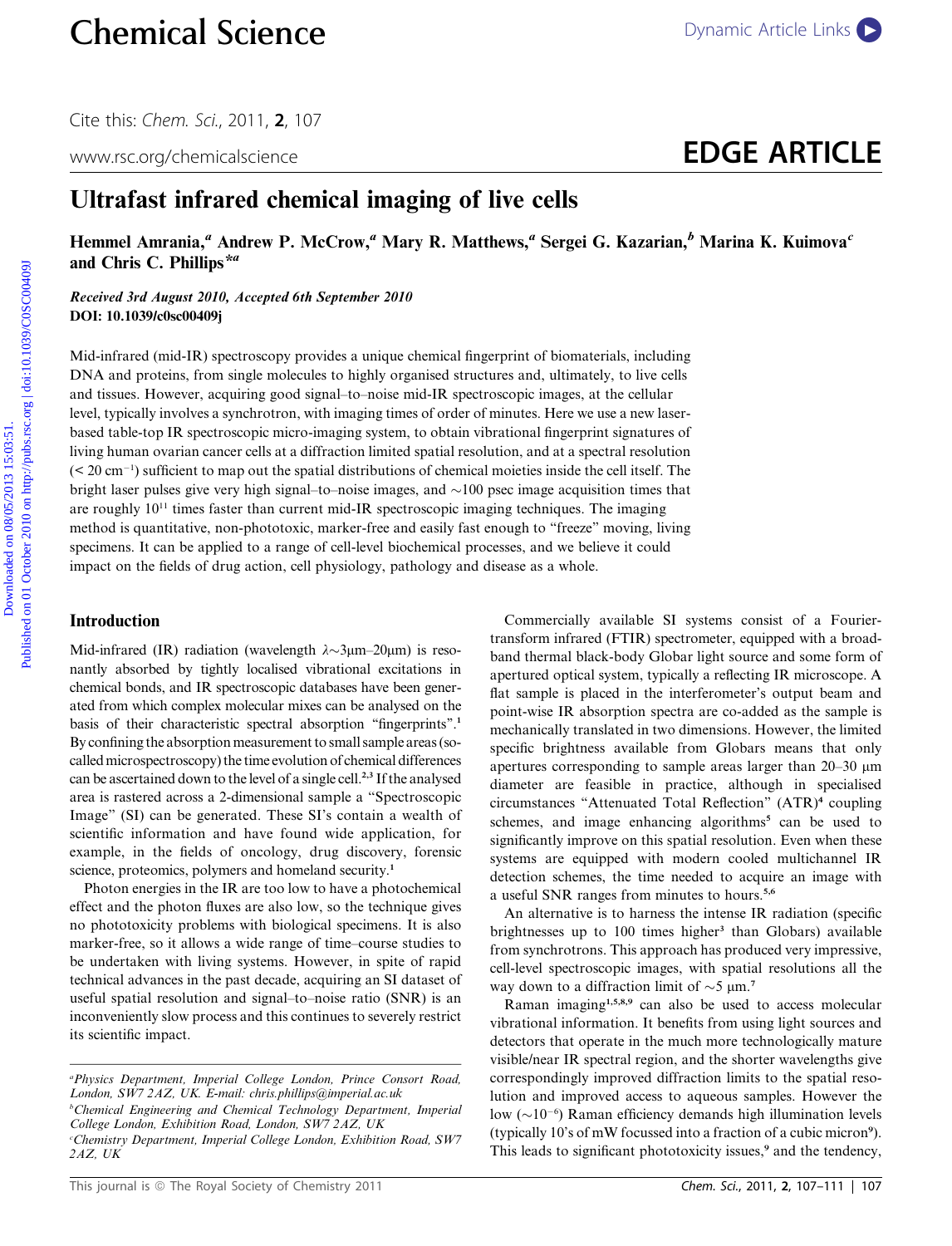# Ultrafast infrared chemical imaging of live cells

**Hemmel Amrania,[a] Andrew P. McCrow,[a] Mary R. Matthews,[a] Sergei G. Kazarian,[b] Marina K. Kuimova[c] and Chris C. Phillips*[a]**

***Received 3rd August 2010, Accepted 6th September 2010***
**DOI: 10.1039/c0sc00409j**

Mid-infrared (mid-IR) spectroscopy provides a unique chemical fingerprint of biomaterials, including DNA and proteins, from single molecules to highly organised structures and, ultimately, to live cells and tissues. However, acquiring good signal–to–noise mid-IR spectroscopic images, at the cellular level, typically involves a synchrotron, with imaging times of order of minutes. Here we use a new laser-based table-top IR spectroscopic micro-imaging system, to obtain vibrational fingerprint signatures of living human ovarian cancer cells at a diffraction limited spatial resolution, and at a spectral resolution ($< 20$ cm$^{-1}$) sufficient to map out the spatial distributions of chemical moieties inside the cell itself. The bright laser pulses give very high signal–to–noise images, and ~100 psec image acquisition times that are roughly $10^{11}$ times faster than current mid-IR spectroscopic imaging techniques. The imaging method is quantitative, non-phototoxic, marker-free and easily fast enough to "freeze" moving, living specimens. It can be applied to a range of cell-level biochemical processes, and we believe it could impact on the fields of drug action, cell physiology, pathology and disease as a whole.

## Introduction

Mid-infrared (IR) radiation (wavelength $\lambda$~3μm–20μm) is resonantly absorbed by tightly localised vibrational excitations in chemical bonds, and IR spectroscopic databases have been generated from which complex molecular mixes can be analysed on the basis of their characteristic spectral absorption "fingerprints".[1] By confining the absorption measurement to small sample areas (so-called microspectroscopy) the time evolution of chemical differences can be ascertained down to the level of a single cell.[2,3] If the analysed area is rastered across a 2-dimensional sample a "Spectroscopic Image" (SI) can be generated. These SI's contain a wealth of scientific information and have found wide application, for example, in the fields of oncology, drug discovery, forensic science, proteomics, polymers and homeland security.[1]

Photon energies in the IR are too low to have a photochemical effect and the photon fluxes are also low, so the technique gives no phototoxicity problems with biological specimens. It is also marker-free, so it allows a wide range of time–course studies to be undertaken with living systems. However, in spite of rapid technical advances in the past decade, acquiring an SI dataset of useful spatial resolution and signal–to–noise ratio (SNR) is an inconveniently slow process and this continues to severely restrict its scientific impact.

Commercially available SI systems consist of a Fourier-transform infrared (FTIR) spectrometer, equipped with a broad-band thermal black-body Globar light source and some form of apertured optical system, typically a reflecting IR microscope. A flat sample is placed in the interferometer's output beam and point-wise IR absorption spectra are co-added as the sample is mechanically translated in two dimensions. However, the limited specific brightness available from Globars means that only apertures corresponding to sample areas larger than 20–30 μm diameter are feasible in practice, although in specialised circumstances "Attenuated Total Reflection" (ATR)[4] coupling schemes, and image enhancing algorithms[5] can be used to significantly improve on this spatial resolution. Even when these systems are equipped with modern cooled multichannel IR detection schemes, the time needed to acquire an image with a useful SNR ranges from minutes to hours.[5,6]

An alternative is to harness the intense IR radiation (specific brightnesses up to 100 times higher[3] than Globars) available from synchrotrons. This approach has produced very impressive, cell-level spectroscopic images, with spatial resolutions all the way down to a diffraction limit of ~5 μm.[7]

Raman imaging[1,5,8,9] can also be used to access molecular vibrational information. It benefits from using light sources and detectors that operate in the much more technologically mature visible/near IR spectral region, and the shorter wavelengths give correspondingly improved diffraction limits to the spatial resolution and improved access to aqueous samples. However the low (~$10^{-6}$) Raman efficiency demands high illumination levels (typically 10's of mW focussed into a fraction of a cubic micron[9]). This leads to significant phototoxicity issues,[9] and the tendency,

[a] Physics Department, Imperial College London, Prince Consort Road, London, SW7 2AZ, UK. E-mail: chris.phillips@imperial.ac.uk
[b] Chemical Engineering and Chemical Technology Department, Imperial College London, Exhibition Road, London, SW7 2AZ, UK
[c] Chemistry Department, Imperial College London, Exhibition Road, SW7 2AZ, UK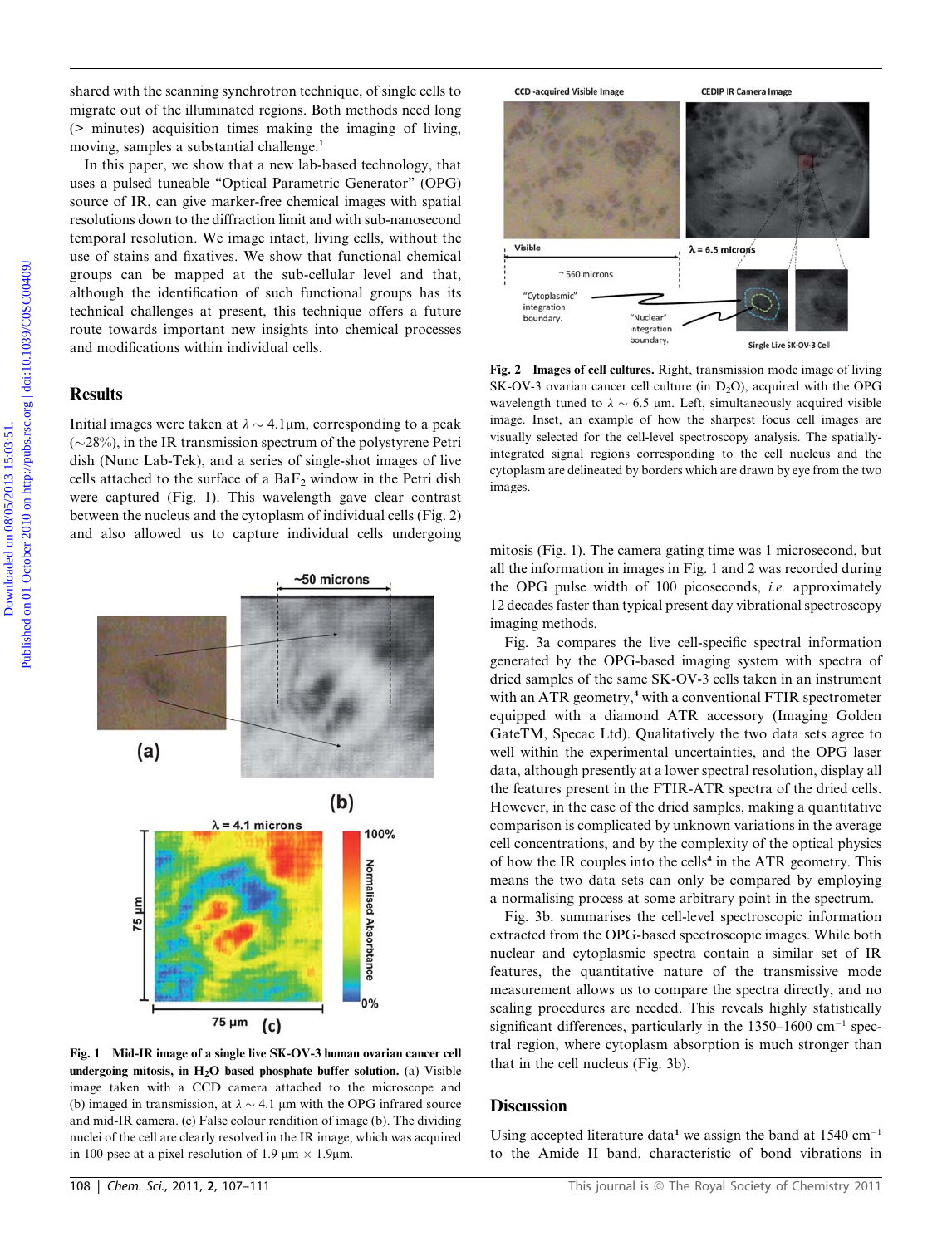shared with the scanning synchrotron technique, of single cells to migrate out of the illuminated regions. Both methods need long (> minutes) acquisition times making the imaging of living, moving, samples a substantial challenge.[1]

In this paper, we show that a new lab-based technology, that uses a pulsed tuneable "Optical Parametric Generator" (OPG) source of IR, can give marker-free chemical images with spatial resolutions down to the diffraction limit and with sub-nanosecond temporal resolution. We image intact, living cells, without the use of stains and fixatives. We show that functional chemical groups can be mapped at the sub-cellular level and that, although the identification of such functional groups has its technical challenges at present, this technique offers a future route towards important new insights into chemical processes and modifications within individual cells.

## Results

Initial images were taken at $\lambda \sim 4.1 \mu m$, corresponding to a peak (~28%), in the IR transmission spectrum of the polystyrene Petri dish (Nunc Lab-Tek), and a series of single-shot images of live cells attached to the surface of a $BaF_2$ window in the Petri dish were captured (Fig. 1). This wavelength gave clear contrast between the nucleus and the cytoplasm of individual cells (Fig. 2) and also allowed us to capture individual cells undergoing mitosis (Fig. 1). The camera gating time was 1 microsecond, but all the information in images in Fig. 1 and 2 was recorded during the OPG pulse width of 100 picoseconds, *i.e.* approximately 12 decades faster than typical present day vibrational spectroscopy imaging methods.

**Fig. 1 Mid-IR image of a single live SK-OV-3 human ovarian cancer cell undergoing mitosis, in $H_2O$ based phosphate buffer solution.** (a) Visible image taken with a CCD camera attached to the microscope and (b) imaged in transmission, at $\lambda \sim 4.1 \mu m$ with the OPG infrared source and mid-IR camera. (c) False colour rendition of image (b). The dividing nuclei of the cell are clearly resolved in the IR image, which was acquired in 100 psec at a pixel resolution of 1.9 μm × 1.9μm.

**Fig. 2 Images of cell cultures.** Right, transmission mode image of living SK-OV-3 ovarian cancer cell culture (in $D_2O$), acquired with the OPG wavelength tuned to $\lambda \sim 6.5 \mu m$. Left, simultaneously acquired visible image. Inset, an example of how the sharpest focus cell images are visually selected for the cell-level spectroscopy analysis. The spatially-integrated signal regions corresponding to the cell nucleus and the cytoplasm are delineated by borders which are drawn by eye from the two images.

Fig. 3a compares the live cell-specific spectral information generated by the OPG-based imaging system with spectra of dried samples of the same SK-OV-3 cells taken in an instrument with an ATR geometry,[4] with a conventional FTIR spectrometer equipped with a diamond ATR accessory (Imaging Golden GateTM, Specac Ltd). Qualitatively the two data sets agree to well within the experimental uncertainties, and the OPG laser data, although presently at a lower spectral resolution, display all the features present in the FTIR-ATR spectra of the dried cells. However, in the case of the dried samples, making a quantitative comparison is complicated by unknown variations in the average cell concentrations, and by the complexity of the optical physics of how the IR couples into the cells[4] in the ATR geometry. This means the two data sets can only be compared by employing a normalising process at some arbitrary point in the spectrum.

Fig. 3b. summarises the cell-level spectroscopic information extracted from the OPG-based spectroscopic images. While both nuclear and cytoplasmic spectra contain a similar set of IR features, the quantitative nature of the transmissive mode measurement allows us to compare the spectra directly, and no scaling procedures are needed. This reveals highly statistically significant differences, particularly in the 1350–1600 $cm^{-1}$ spectral region, where cytoplasm absorption is much stronger than that in the cell nucleus (Fig. 3b).

## Discussion

Using accepted literature data[1] we assign the band at 1540 $cm^{-1}$ to the Amide II band, characteristic of bond vibrations in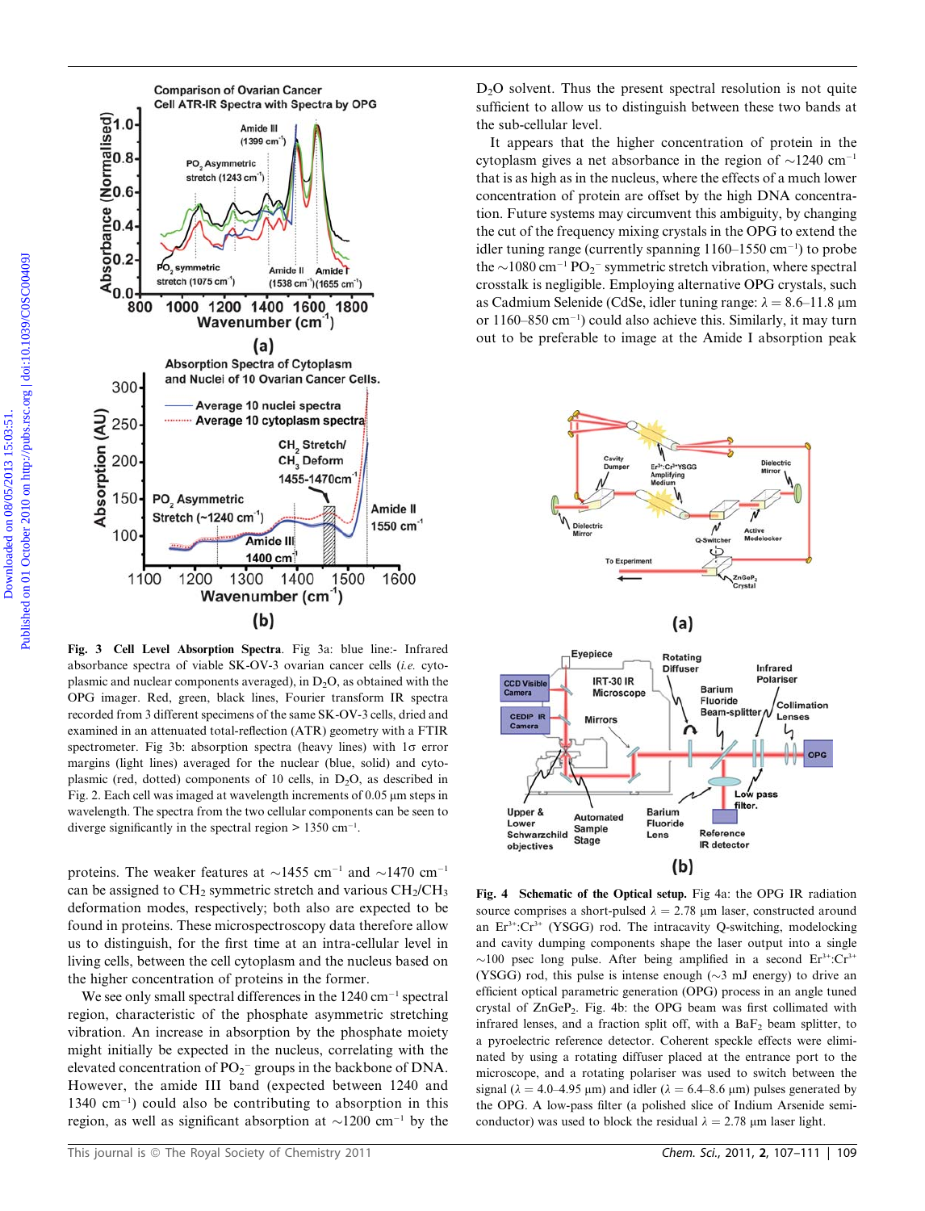**Fig. 3 Cell Level Absorption Spectra**. Fig 3a: blue line:- Infrared absorbance spectra of viable SK-OV-3 ovarian cancer cells (*i.e.* cytoplasmic and nuclear components averaged), in $D_2O$, as obtained with the OPG imager. Red, green, black lines, Fourier transform IR spectra recorded from 3 different specimens of the same SK-OV-3 cells, dried and examined in an attenuated total-reflection (ATR) geometry with a FTIR spectrometer. Fig 3b: absorption spectra (heavy lines) with $1\sigma$ error margins (light lines) averaged for the nuclear (blue, solid) and cytoplasmic (red, dotted) components of 10 cells, in $D_2O$, as described in Fig. 2. Each cell was imaged at wavelength increments of 0.05 μm steps in wavelength. The spectra from the two cellular components can be seen to diverge significantly in the spectral region > 1350 cm$^{-1}$.

proteins. The weaker features at ~1455 cm$^{-1}$ and ~1470 cm$^{-1}$ can be assigned to $CH_2$ symmetric stretch and various $CH_2/CH_3$ deformation modes, respectively; both also are expected to be found in proteins. These microspectroscopy data therefore allow us to distinguish, for the first time at an intra-cellular level in living cells, between the cell cytoplasm and the nucleus based on the higher concentration of proteins in the former.

We see only small spectral differences in the 1240 cm$^{-1}$ spectral region, characteristic of the phosphate asymmetric stretching vibration. An increase in absorption by the phosphate moiety might initially be expected in the nucleus, correlating with the elevated concentration of $PO_2^-$ groups in the backbone of DNA. However, the amide III band (expected between 1240 and 1340 cm$^{-1}$) could also be contributing to absorption in this region, as well as significant absorption at ~1200 cm$^{-1}$ by the $D_2O$ solvent. Thus the present spectral resolution is not quite sufficient to allow us to distinguish between these two bands at the sub-cellular level.

It appears that the higher concentration of protein in the cytoplasm gives a net absorbance in the region of ~1240 cm$^{-1}$ that is as high as in the nucleus, where the effects of a much lower concentration of protein are offset by the high DNA concentration. Future systems may circumvent this ambiguity, by changing the cut of the frequency mixing crystals in the OPG to extend the idler tuning range (currently spanning 1160–1550 cm$^{-1}$) to probe the ~1080 cm$^{-1}$ $PO_2^-$ symmetric stretch vibration, where spectral crosstalk is negligible. Employing alternative OPG crystals, such as Cadmium Selenide (CdSe, idler tuning range: $\lambda$ = 8.6–11.8 μm or 1160–850 cm$^{-1}$) could also achieve this. Similarly, it may turn out to be preferable to image at the Amide I absorption peak

**Fig. 4 Schematic of the Optical setup.** Fig 4a: the OPG IR radiation source comprises a short-pulsed $\lambda$ = 2.78 μm laser, constructed around an $Er^{3+}$:$Cr^{3+}$ (YSGG) rod. The intracavity Q-switching, modelocking and cavity dumping components shape the laser output into a single ~100 psec long pulse. After being amplified in a second $Er^{3+}$:$Cr^{3+}$ (YSGG) rod, this pulse is intense enough (~3 mJ energy) to drive an efficient optical parametric generation (OPG) process in an angle tuned crystal of $ZnGeP_2$. Fig. 4b: the OPG beam was first collimated with infrared lenses, and a fraction split off, with a $BaF_2$ beam splitter, to a pyroelectric reference detector. Coherent speckle effects were eliminated by using a rotating diffuser placed at the entrance port to the microscope, and a rotating polariser was used to switch between the signal ($\lambda$ = 4.0–4.95 μm) and idler ($\lambda$ = 6.4–8.6 μm) pulses generated by the OPG. A low-pass filter (a polished slice of Indium Arsenide semiconductor) was used to block the residual $\lambda$ = 2.78 μm laser light.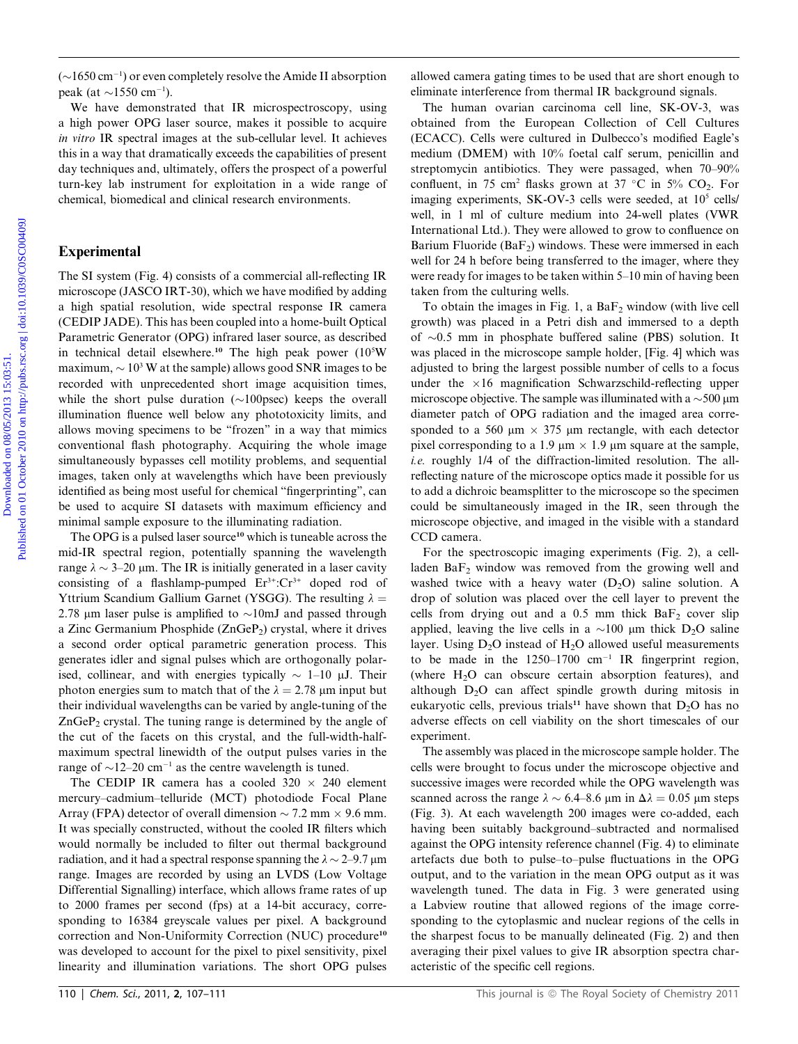(~1650 $cm^{-1}$) or even completely resolve the Amide II absorption peak (at ~1550 $cm^{-1}$).

We have demonstrated that IR microspectroscopy, using a high power OPG laser source, makes it possible to acquire *in vitro* IR spectral images at the sub-cellular level. It achieves this in a way that dramatically exceeds the capabilities of present day techniques and, ultimately, offers the prospect of a powerful turn-key lab instrument for exploitation in a wide range of chemical, biomedical and clinical research environments.

## Experimental

The SI system (Fig. 4) consists of a commercial all-reflecting IR microscope (JASCO IRT-30), which we have modified by adding a high spatial resolution, wide spectral response IR camera (CEDIP JADE). This has been coupled into a home-built Optical Parametric Generator (OPG) infrared laser source, as described in technical detail elsewhere.[10] The high peak power ($10^5$W maximum, ~ $10^3$ W at the sample) allows good SNR images to be recorded with unprecedented short image acquisition times, while the short pulse duration (~100psec) keeps the overall illumination fluence well below any phototoxicity limits, and allows moving specimens to be "frozen" in a way that mimics conventional flash photography. Acquiring the whole image simultaneously bypasses cell motility problems, and sequential images, taken only at wavelengths which have been previously identified as being most useful for chemical "fingerprinting", can be used to acquire SI datasets with maximum efficiency and minimal sample exposure to the illuminating radiation.

The OPG is a pulsed laser source[10] which is tuneable across the mid-IR spectral region, potentially spanning the wavelength range $\lambda$ ~ 3–20 μm. The IR is initially generated in a laser cavity consisting of a flashlamp-pumped $Er^{3+}$:$Cr^{3+}$ doped rod of Yttrium Scandium Gallium Garnet (YSGG). The resulting $\lambda$ = 2.78 μm laser pulse is amplified to ~10mJ and passed through a Zinc Germanium Phosphide ($ZnGeP_2$) crystal, where it drives a second order optical parametric generation process. This generates idler and signal pulses which are orthogonally polarised, collinear, and with energies typically ~ 1–10 μJ. Their photon energies sum to match that of the $\lambda$ = 2.78 μm input but their individual wavelengths can be varied by angle-tuning of the $ZnGeP_2$ crystal. The tuning range is determined by the angle of the cut of the facets on this crystal, and the full-width-half-maximum spectral linewidth of the output pulses varies in the range of ~12–20 $cm^{-1}$ as the centre wavelength is tuned.

The CEDIP IR camera has a cooled 320 × 240 element mercury–cadmium–telluride (MCT) photodiode Focal Plane Array (FPA) detector of overall dimension ~ 7.2 mm × 9.6 mm. It was specially constructed, without the cooled IR filters which would normally be included to filter out thermal background radiation, and it had a spectral response spanning the $\lambda$ ~ 2–9.7 μm range. Images are recorded by using an LVDS (Low Voltage Differential Signalling) interface, which allows frame rates of up to 2000 frames per second (fps) at a 14-bit accuracy, corresponding to 16384 greyscale values per pixel. A background correction and Non-Uniformity Correction (NUC) procedure[10] was developed to account for the pixel to pixel sensitivity, pixel linearity and illumination variations. The short OPG pulses allowed camera gating times to be used that are short enough to eliminate interference from thermal IR background signals.

The human ovarian carcinoma cell line, SK-OV-3, was obtained from the European Collection of Cell Cultures (ECACC). Cells were cultured in Dulbecco's modified Eagle's medium (DMEM) with 10% foetal calf serum, penicillin and streptomycin antibiotics. They were passaged, when 70–90% confluent, in 75 $cm^2$ flasks grown at 37 °C in 5% $CO_2$. For imaging experiments, SK-OV-3 cells were seeded, at $10^5$ cells/well, in 1 ml of culture medium into 24-well plates (VWR International Ltd.). They were allowed to grow to confluence on Barium Fluoride ($BaF_2$) windows. These were immersed in each well for 24 h before being transferred to the imager, where they were ready for images to be taken within 5–10 min of having been taken from the culturing wells.

To obtain the images in Fig. 1, a $BaF_2$ window (with live cell growth) was placed in a Petri dish and immersed to a depth of ~0.5 mm in phosphate buffered saline (PBS) solution. It was placed in the microscope sample holder, [Fig. 4] which was adjusted to bring the largest possible number of cells to a focus under the ×16 magnification Schwarzschild-reflecting upper microscope objective. The sample was illuminated with a ~500 μm diameter patch of OPG radiation and the imaged area corresponded to a 560 μm × 375 μm rectangle, with each detector pixel corresponding to a 1.9 μm × 1.9 μm square at the sample, *i.e.* roughly 1/4 of the diffraction-limited resolution. The all-reflecting nature of the microscope optics made it possible for us to add a dichroic beamsplitter to the microscope so the specimen could be simultaneously imaged in the IR, seen through the microscope objective, and imaged in the visible with a standard CCD camera.

For the spectroscopic imaging experiments (Fig. 2), a cell-laden $BaF_2$ window was removed from the growing well and washed twice with a heavy water ($D_2O$) saline solution. A drop of solution was placed over the cell layer to prevent the cells from drying out and a 0.5 mm thick $BaF_2$ cover slip applied, leaving the live cells in a ~100 μm thick $D_2O$ saline layer. Using $D_2O$ instead of $H_2O$ allowed useful measurements to be made in the 1250–1700 $cm^{-1}$ IR fingerprint region, (where $H_2O$ can obscure certain absorption features), and although $D_2O$ can affect spindle growth during mitosis in eukaryotic cells, previous trials[11] have shown that $D_2O$ has no adverse effects on cell viability on the short timescales of our experiment.

The assembly was placed in the microscope sample holder. The cells were brought to focus under the microscope objective and successive images were recorded while the OPG wavelength was scanned across the range $\lambda$ ~ 6.4–8.6 μm in $\Delta\lambda$ = 0.05 μm steps (Fig. 3). At each wavelength 200 images were co-added, each having been suitably background–subtracted and normalised against the OPG intensity reference channel (Fig. 4) to eliminate artefacts due both to pulse–to–pulse fluctuations in the OPG output, and to the variation in the mean OPG output as it was wavelength tuned. The data in Fig. 3 were generated using a Labview routine that allowed regions of the image corresponding to the cytoplasmic and nuclear regions of the cells in the sharpest focus to be manually delineated (Fig. 2) and then averaging their pixel values to give IR absorption spectra characteristic of the specific cell regions.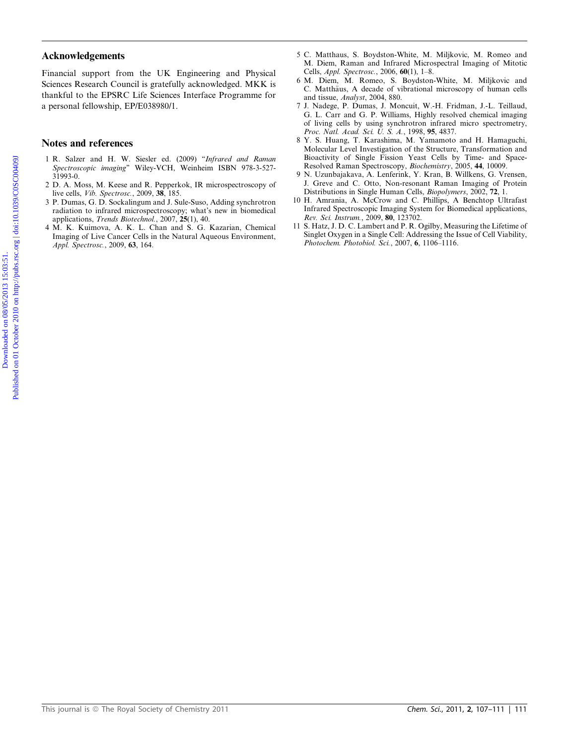## Acknowledgements

Financial support from the UK Engineering and Physical Sciences Research Council is gratefully acknowledged. MKK is thankful to the EPSRC Life Sciences Interface Programme for a personal fellowship, EP/E038980/1.

## Notes and references

1 R. Salzer and H. W. Siesler ed. (2009) "*Infrared and Raman Spectroscopic imaging*" Wiley-VCH, Weinheim ISBN 978-3-527-31993-0.
2 D. A. Moss, M. Keese and R. Pepperkok, IR microspectroscopy of live cells, *Vib. Spectrosc.*, 2009, **38**, 185.
3 P. Dumas, G. D. Sockalingum and J. Sule-Suso, Adding synchrotron radiation to infrared microspectroscopy; what's new in biomedical applications, *Trends Biotechnol.*, 2007, **25**(1), 40.
4 M. K. Kuimova, A. K. L. Chan and S. G. Kazarian, Chemical Imaging of Live Cancer Cells in the Natural Aqueous Environment, *Appl. Spectrosc.*, 2009, **63**, 164.
5 C. Matthaus, S. Boydston-White, M. Miljkovic, M. Romeo and M. Diem, Raman and Infrared Microspectral Imaging of Mitotic Cells, *Appl. Spectrosc.*, 2006, **60**(1), 1–8.
6 M. Diem, M. Romeo, S. Boydston-White, M. Miljkovic and C. Matthäus, A decade of vibrational microscopy of human cells and tissue, *Analyst*, 2004, 880.
7 J. Nadege, P. Dumas, J. Moncuit, W.-H. Fridman, J.-L. Teillaud, G. L. Carr and G. P. Williams, Highly resolved chemical imaging of living cells by using synchrotron infrared micro spectrometry, *Proc. Natl. Acad. Sci. U. S. A.*, 1998, **95**, 4837.
8 Y. S. Huang, T. Karashima, M. Yamamoto and H. Hamaguchi, Molecular Level Investigation of the Structure, Transformation and Bioactivity of Single Fission Yeast Cells by Time- and Space-Resolved Raman Spectroscopy, *Biochemistry*, 2005, **44**, 10009.
9 N. Uzunbajakava, A. Lenferink, Y. Kran, B. Willkens, G. Vrensen, J. Greve and C. Otto, Non-resonant Raman Imaging of Protein Distributions in Single Human Cells, *Biopolymers*, 2002, **72**, 1.
10 H. Amrania, A. McCrow and C. Phillips, A Benchtop Ultrafast Infrared Spectroscopic Imaging System for Biomedical applications, *Rev. Sci. Instrum.*, 2009, **80**, 123702.
11 S. Hatz, J. D. C. Lambert and P. R. Ogilby, Measuring the Lifetime of Singlet Oxygen in a Single Cell: Addressing the Issue of Cell Viability, *Photochem. Photobiol. Sci.*, 2007, **6**, 1106–1116.